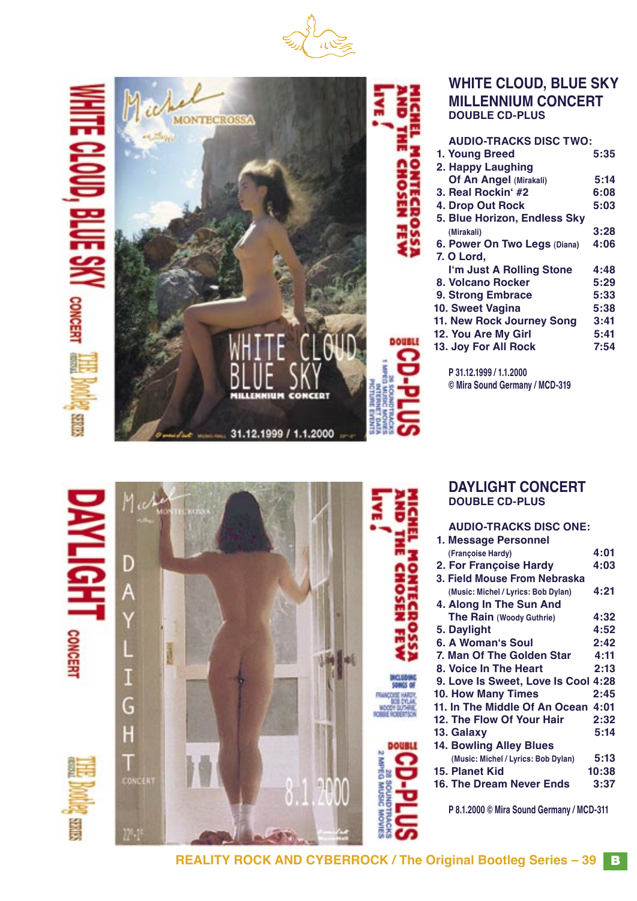## WHITE CLOUD, BLUE SKY
## MILLENNIUM CONCERT
### DOUBLE CD-PLUS

**AUDIO-TRACKS DISC TWO:**

1. Young Breed 5:35
2. Happy Laughing Of An Angel (Mirakali) 5:14
3. Real Rockin' #2 6:08
4. Drop Out Rock 5:03
5. Blue Horizon, Endless Sky (Mirakali) 3:28
6. Power On Two Legs (Diana) 4:06
7. O Lord, I'm Just A Rolling Stone 4:48
8. Volcano Rocker 5:29
9. Strong Embrace 5:33
10. Sweet Vagina 5:38
11. New Rock Journey Song 3:41
12. You Are My Girl 5:41
13. Joy For All Rock 7:54

P 31.12.1999 / 1.1.2000
© Mira Sound Germany / MCD-319

## DAYLIGHT CONCERT
### DOUBLE CD-PLUS

**AUDIO-TRACKS DISC ONE:**

1. Message Personnel (Françoise Hardy) 4:01
2. For Françoise Hardy 4:03
3. Field Mouse From Nebraska (Music: Michel / Lyrics: Bob Dylan) 4:21
4. Along In The Sun And The Rain (Woody Guthrie) 4:32
5. Daylight 4:52
6. A Woman's Soul 2:42
7. Man Of The Golden Star 4:11
8. Voice In The Heart 2:13
9. Love Is Sweet, Love Is Cool 4:28
10. How Many Times 2:45
11. In The Middle Of An Ocean 4:01
12. The Flow Of Your Hair 2:32
13. Galaxy 5:14
14. Bowling Alley Blues (Music: Michel / Lyrics: Bob Dylan) 5:13
15. Planet Kid 10:38
16. The Dream Never Ends 3:37

P 8.1.2000 © Mira Sound Germany / MCD-311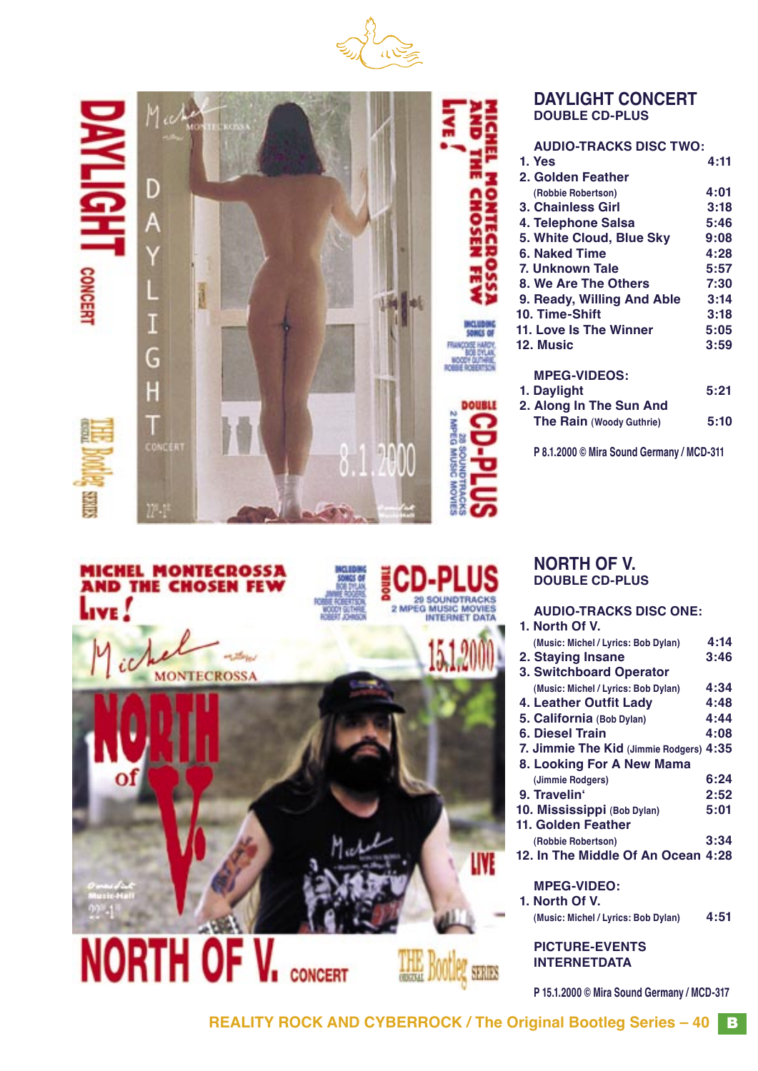## DAYLIGHT CONCERT
### DOUBLE CD-PLUS

**AUDIO-TRACKS DISC TWO:**

| | |
|---|---|
| 1. Yes | 4:11 |
| 2. Golden Feather (Robbie Robertson) | 4:01 |
| 3. Chainless Girl | 3:18 |
| 4. Telephone Salsa | 5:46 |
| 5. White Cloud, Blue Sky | 9:08 |
| 6. Naked Time | 4:28 |
| 7. Unknown Tale | 5:57 |
| 8. We Are The Others | 7:30 |
| 9. Ready, Willing And Able | 3:14 |
| 10. Time-Shift | 3:18 |
| 11. Love Is The Winner | 5:05 |
| 12. Music | 3:59 |

**MPEG-VIDEOS:**

| | |
|---|---|
| 1. Daylight | 5:21 |
| 2. Along In The Sun And The Rain (Woody Guthrie) | 5:10 |

P 8.1.2000 © Mira Sound Germany / MCD-311

## NORTH OF V.
### DOUBLE CD-PLUS

**AUDIO-TRACKS DISC ONE:**

| | |
|---|---|
| 1. North Of V. (Music: Michel / Lyrics: Bob Dylan) | 4:14 |
| 2. Staying Insane | 3:46 |
| 3. Switchboard Operator (Music: Michel / Lyrics: Bob Dylan) | 4:34 |
| 4. Leather Outfit Lady | 4:48 |
| 5. California (Bob Dylan) | 4:44 |
| 6. Diesel Train | 4:08 |
| 7. Jimmie The Kid (Jimmie Rodgers) | 4:35 |
| 8. Looking For A New Mama (Jimmie Rodgers) | 6:24 |
| 9. Travelin' | 2:52 |
| 10. Mississippi (Bob Dylan) | 5:01 |
| 11. Golden Feather (Robbie Robertson) | 3:34 |
| 12. In The Middle Of An Ocean | 4:28 |

**MPEG-VIDEO:**

| | |
|---|---|
| 1. North Of V. (Music: Michel / Lyrics: Bob Dylan) | 4:51 |

**PICTURE-EVENTS**
**INTERNETDATA**

P 15.1.2000 © Mira Sound Germany / MCD-317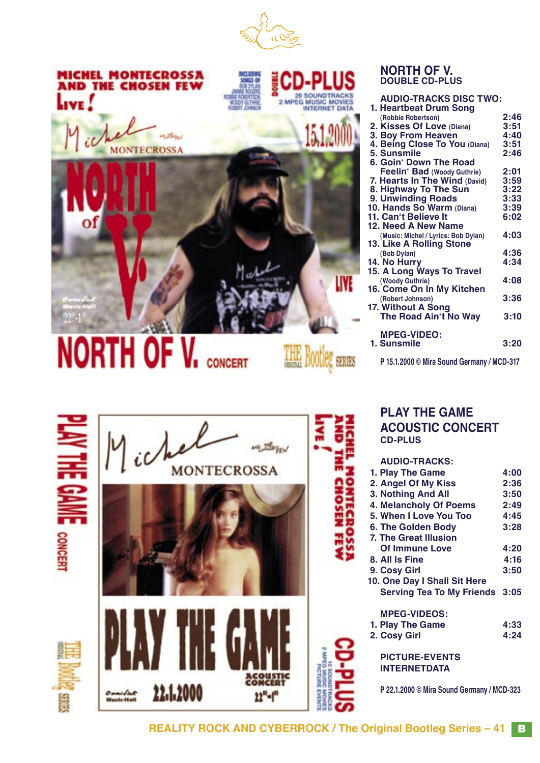## NORTH OF V.
### DOUBLE CD-PLUS

**AUDIO-TRACKS DISC TWO:**

| Track | Time |
|---|---|
| 1. Heartbeat Drum Song (Robbie Robertson) | 2:46 |
| 2. Kisses Of Love (Diana) | 3:51 |
| 3. Boy From Heaven | 4:40 |
| 4. Being Close To You (Diana) | 3:51 |
| 5. Sunsmile | 2:46 |
| 6. Goin' Down The Road Feelin' Bad (Woody Guthrie) | 2:01 |
| 7. Hearts In The Wind (David) | 3:59 |
| 8. Highway To The Sun | 3:22 |
| 9. Unwinding Roads | 3:33 |
| 10. Hands So Warm (Diana) | 3:39 |
| 11. Can't Believe It | 6:02 |
| 12. Need A New Name (Music: Michel / Lyrics: Bob Dylan) | 4:03 |
| 13. Like A Rolling Stone (Bob Dylan) | 4:36 |
| 14. No Hurry | 4:34 |
| 15. A Long Ways To Travel (Woody Guthrie) | 4:08 |
| 16. Come On In My Kitchen (Robert Johnson) | 3:36 |
| 17. Without A Song The Road Ain't No Way | 3:10 |

**MPEG-VIDEO:**

| Track | Time |
|---|---|
| 1. Sunsmile | 3:20 |

P 15.1.2000 © Mira Sound Germany / MCD-317

## PLAY THE GAME ACOUSTIC CONCERT
### CD-PLUS

**AUDIO-TRACKS:**

| Track | Time |
|---|---|
| 1. Play The Game | 4:00 |
| 2. Angel Of My Kiss | 2:36 |
| 3. Nothing And All | 3:50 |
| 4. Melancholy Of Poems | 2:49 |
| 5. When I Love You Too | 4:45 |
| 6. The Golden Body | 3:28 |
| 7. The Great Illusion Of Immune Love | 4:20 |
| 8. All Is Fine | 4:16 |
| 9. Cosy Girl | 3:50 |
| 10. One Day I Shall Sit Here Serving Tea To My Friends | 3:05 |

**MPEG-VIDEOS:**

| Track | Time |
|---|---|
| 1. Play The Game | 4:33 |
| 2. Cosy Girl | 4:24 |

**PICTURE-EVENTS**
**INTERNETDATA**

P 22.1.2000 © Mira Sound Germany / MCD-323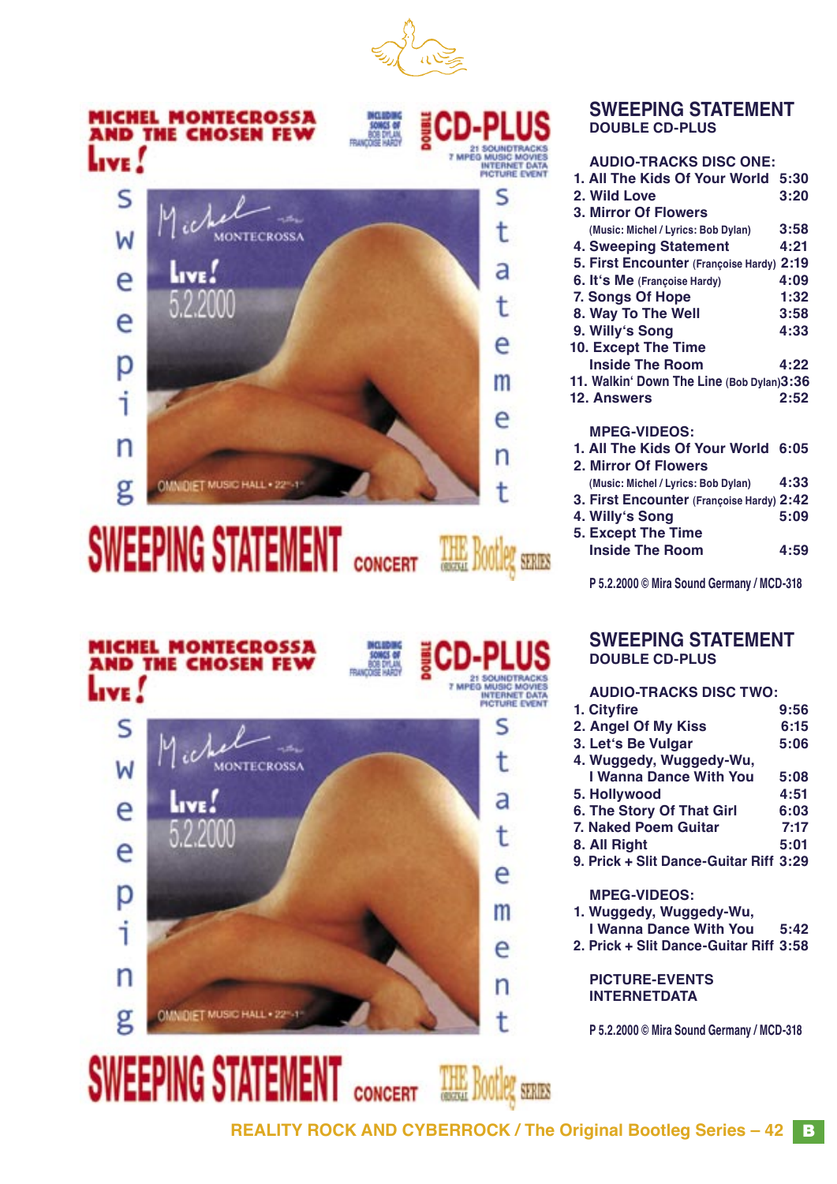MICHEL MONTECROSSA AND THE CHOSEN FEW

LIVE!

DOUBLE CD-PLUS

INCLUDING SONGS OF BOB DYLAN, FRANÇOISE HARDY

21 SOUNDTRACKS, 7 MPEG MUSIC MOVIES, INTERNET DATA, PICTURE EVENT

Michel MONTECROSSA LIVE! 5.2.2000

OMNIDIET MUSIC HALL • 22[nd]-1[st]

SWEEPING STATEMENT CONCERT

THE ORIGINAL Bootleg SERIES

## SWEEPING STATEMENT

### DOUBLE CD-PLUS

**AUDIO-TRACKS DISC ONE:**

1. All The Kids Of Your World 5:30
2. Wild Love 3:20
3. Mirror Of Flowers (Music: Michel / Lyrics: Bob Dylan) 3:58
4. Sweeping Statement 4:21
5. First Encounter (Françoise Hardy) 2:19
6. It's Me (Françoise Hardy) 4:09
7. Songs Of Hope 1:32
8. Way To The Well 3:58
9. Willy's Song 4:33
10. Except The Time Inside The Room 4:22
11. Walkin' Down The Line (Bob Dylan) 3:36
12. Answers 2:52

**MPEG-VIDEOS:**

1. All The Kids Of Your World 6:05
2. Mirror Of Flowers (Music: Michel / Lyrics: Bob Dylan) 4:33
3. First Encounter (Françoise Hardy) 2:42
4. Willy's Song 5:09
5. Except The Time Inside The Room 4:59

P 5.2.2000 © Mira Sound Germany / MCD-318

MICHEL MONTECROSSA AND THE CHOSEN FEW

LIVE!

DOUBLE CD-PLUS

INCLUDING SONGS OF BOB DYLAN, FRANÇOISE HARDY

21 SOUNDTRACKS, 7 MPEG MUSIC MOVIES, INTERNET DATA, PICTURE EVENT

Michel MONTECROSSA LIVE! 5.2.2000

OMNIDIET MUSIC HALL • 22[nd]-1[st]

SWEEPING STATEMENT CONCERT

THE ORIGINAL Bootleg SERIES

## SWEEPING STATEMENT

### DOUBLE CD-PLUS

**AUDIO-TRACKS DISC TWO:**

1. Cityfire 9:56
2. Angel Of My Kiss 6:15
3. Let's Be Vulgar 5:06
4. Wuggedy, Wuggedy-Wu, I Wanna Dance With You 5:08
5. Hollywood 4:51
6. The Story Of That Girl 6:03
7. Naked Poem Guitar 7:17
8. All Right 5:01
9. Prick + Slit Dance-Guitar Riff 3:29

**MPEG-VIDEOS:**

1. Wuggedy, Wuggedy-Wu, I Wanna Dance With You 5:42
2. Prick + Slit Dance-Guitar Riff 3:58

**PICTURE-EVENTS**
**INTERNETDATA**

P 5.2.2000 © Mira Sound Germany / MCD-318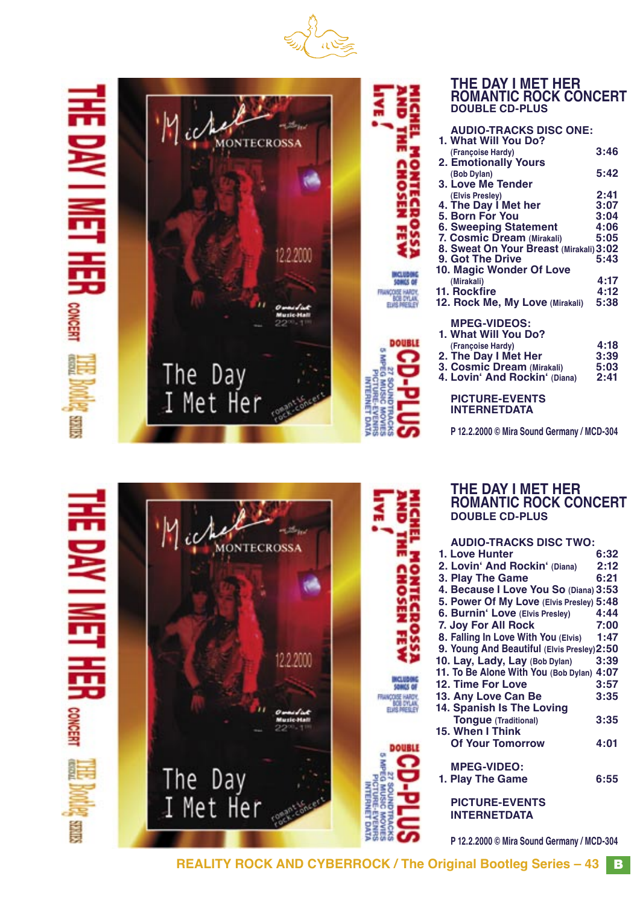# THE DAY I MET HER
## ROMANTIC ROCK CONCERT
### DOUBLE CD-PLUS

**AUDIO-TRACKS DISC ONE:**

1. What Will You Do? (Françoise Hardy) 3:46
2. Emotionally Yours (Bob Dylan) 5:42
3. Love Me Tender (Elvis Presley) 2:41
4. The Day I Met her 3:07
5. Born For You 3:04
6. Sweeping Statement 4:06
7. Cosmic Dream (Mirakali) 5:05
8. Sweat On Your Breast (Mirakali) 3:02
9. Got The Drive 5:43
10. Magic Wonder Of Love (Mirakali) 4:17
11. Rockfire 4:12
12. Rock Me, My Love (Mirakali) 5:38

**MPEG-VIDEOS:**

1. What Will You Do? (Françoise Hardy) 4:18
2. The Day I Met Her 3:39
3. Cosmic Dream (Mirakali) 5:03
4. Lovin' And Rockin' (Diana) 2:41

**PICTURE-EVENTS**
**INTERNETDATA**

P 12.2.2000 © Mira Sound Germany / MCD-304

# THE DAY I MET HER
## ROMANTIC ROCK CONCERT
### DOUBLE CD-PLUS

**AUDIO-TRACKS DISC TWO:**

1. Love Hunter 6:32
2. Lovin' And Rockin' (Diana) 2:12
3. Play The Game 6:21
4. Because I Love You So (Diana) 3:53
5. Power Of My Love (Elvis Presley) 5:48
6. Burnin' Love (Elvis Presley) 4:44
7. Joy For All Rock 7:00
8. Falling In Love With You (Elvis) 1:47
9. Young And Beautiful (Elvis Presley) 2:50
10. Lay, Lady, Lay (Bob Dylan) 3:39
11. To Be Alone With You (Bob Dylan) 4:07
12. Time For Love 3:57
13. Any Love Can Be 3:35
14. Spanish Is The Loving Tongue (Traditional) 3:35
15. When I Think Of Your Tomorrow 4:01

**MPEG-VIDEO:**

1. Play The Game 6:55

**PICTURE-EVENTS**
**INTERNETDATA**

P 12.2.2000 © Mira Sound Germany / MCD-304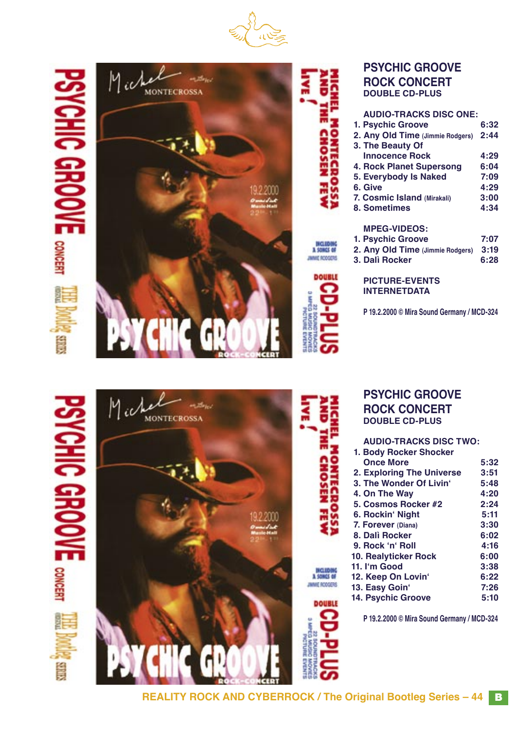## PSYCHIC GROOVE ROCK CONCERT
### DOUBLE CD-PLUS

**AUDIO-TRACKS DISC ONE:**

| | |
|---|---|
| 1. Psychic Groove | 6:32 |
| 2. Any Old Time (Jimmie Rodgers) | 2:44 |
| 3. The Beauty Of Innocence Rock | 4:29 |
| 4. Rock Planet Supersong | 6:04 |
| 5. Everybody Is Naked | 7:09 |
| 6. Give | 4:29 |
| 7. Cosmic Island (Mirakali) | 3:00 |
| 8. Sometimes | 4:34 |

**MPEG-VIDEOS:**

| | |
|---|---|
| 1. Psychic Groove | 7:07 |
| 2. Any Old Time (Jimmie Rodgers) | 3:19 |
| 3. Dalì Rocker | 6:28 |

**PICTURE-EVENTS**
**INTERNETDATA**

P 19.2.2000 © Mira Sound Germany / MCD-324

## PSYCHIC GROOVE ROCK CONCERT
### DOUBLE CD-PLUS

**AUDIO-TRACKS DISC TWO:**

| | |
|---|---|
| 1. Body Rocker Shocker Once More | 5:32 |
| 2. Exploring The Universe | 3:51 |
| 3. The Wonder Of Livin' | 5:48 |
| 4. On The Way | 4:20 |
| 5. Cosmos Rocker #2 | 2:24 |
| 6. Rockin' Night | 5:11 |
| 7. Forever (Diana) | 3:30 |
| 8. Dalì Rocker | 6:02 |
| 9. Rock 'n' Roll | 4:16 |
| 10. Realyticker Rock | 6:00 |
| 11. I'm Good | 3:38 |
| 12. Keep On Lovin' | 6:22 |
| 13. Easy Goin' | 7:26 |
| 14. Psychic Groove | 5:10 |

P 19.2.2000 © Mira Sound Germany / MCD-324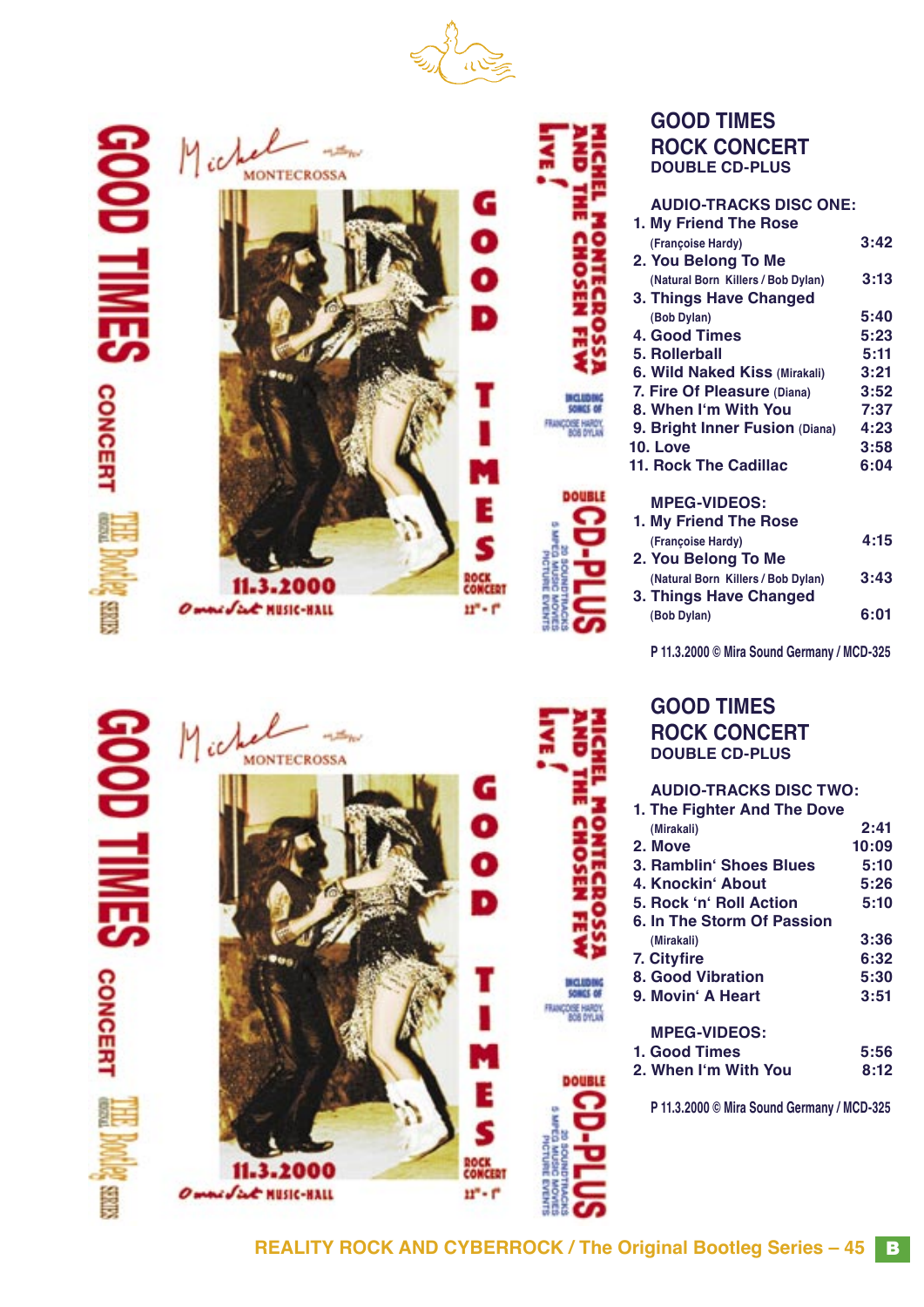## GOOD TIMES
## ROCK CONCERT
**DOUBLE CD-PLUS**

**AUDIO-TRACKS DISC ONE:**

| | |
|---|---|
| 1. My Friend The Rose (Françoise Hardy) | 3:42 |
| 2. You Belong To Me (Natural Born Killers / Bob Dylan) | 3:13 |
| 3. Things Have Changed (Bob Dylan) | 5:40 |
| 4. Good Times | 5:23 |
| 5. Rollerball | 5:11 |
| 6. Wild Naked Kiss (Mirakali) | 3:21 |
| 7. Fire Of Pleasure (Diana) | 3:52 |
| 8. When I'm With You | 7:37 |
| 9. Bright Inner Fusion (Diana) | 4:23 |
| 10. Love | 3:58 |
| 11. Rock The Cadillac | 6:04 |

**MPEG-VIDEOS:**

| | |
|---|---|
| 1. My Friend The Rose (Françoise Hardy) | 4:15 |
| 2. You Belong To Me (Natural Born Killers / Bob Dylan) | 3:43 |
| 3. Things Have Changed (Bob Dylan) | 6:01 |

P 11.3.2000 © Mira Sound Germany / MCD-325

## GOOD TIMES
## ROCK CONCERT
**DOUBLE CD-PLUS**

**AUDIO-TRACKS DISC TWO:**

| | |
|---|---|
| 1. The Fighter And The Dove (Mirakali) | 2:41 |
| 2. Move | 10:09 |
| 3. Ramblin' Shoes Blues | 5:10 |
| 4. Knockin' About | 5:26 |
| 5. Rock 'n' Roll Action | 5:10 |
| 6. In The Storm Of Passion (Mirakali) | 3:36 |
| 7. Cityfire | 6:32 |
| 8. Good Vibration | 5:30 |
| 9. Movin' A Heart | 3:51 |

**MPEG-VIDEOS:**

| | |
|---|---|
| 1. Good Times | 5:56 |
| 2. When I'm With You | 8:12 |

P 11.3.2000 © Mira Sound Germany / MCD-325

**REALITY ROCK AND CYBERROCK / The Original Bootleg Series – 45**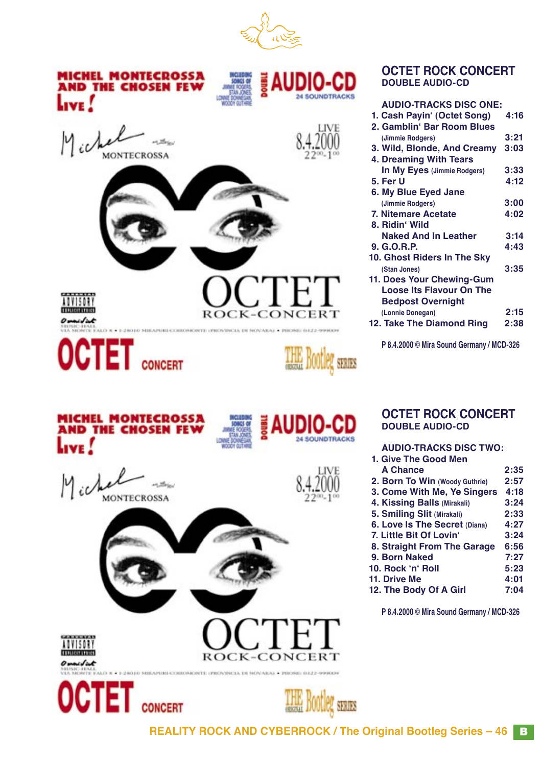MICHEL MONTECROSSA AND THE CHOSEN FEW LIVE!

INCLUDING SONGS OF JIMMIE ROGERS, STAN JONES, LONNIE DONNEGAN, WOODY GUTHRIE

DOUBLE AUDIO-CD 24 SOUNDTRACKS

Michel MONTECROSSA

LIVE 8.4.2000 22[00]-1[00]

OCTET ROCK-CONCERT

OCTET CONCERT

THE ORIGINAL Bootleg SERIES

## OCTET ROCK CONCERT

### DOUBLE AUDIO-CD

**AUDIO-TRACKS DISC ONE:**

1. Cash Payin' (Octet Song) 4:16
2. Gamblin' Bar Room Blues (Jimmie Rodgers) 3:21
3. Wild, Blonde, And Creamy 3:03
4. Dreaming With Tears In My Eyes (Jimmie Rodgers) 3:33
5. Fer U 4:12
6. My Blue Eyed Jane (Jimmie Rodgers) 3:00
7. Nitemare Acetate 4:02
8. Ridin' Wild Naked And In Leather 3:14
9. G.O.R.P. 4:43
10. Ghost Riders In The Sky (Stan Jones) 3:35
11. Does Your Chewing-Gum Loose Its Flavour On The Bedpost Overnight (Lonnie Donegan) 2:15
12. Take The Diamond Ring 2:38

P 8.4.2000 © Mira Sound Germany / MCD-326

MICHEL MONTECROSSA AND THE CHOSEN FEW LIVE!

INCLUDING SONGS OF JIMMIE ROGERS, STAN JONES, LONNIE DONNEGAN, WOODY GUTHRIE

DOUBLE AUDIO-CD 24 SOUNDTRACKS

Michel MONTECROSSA

LIVE 8.4.2000 22[00]-1[00]

OCTET ROCK-CONCERT

OCTET CONCERT

THE ORIGINAL Bootleg SERIES

## OCTET ROCK CONCERT

### DOUBLE AUDIO-CD

**AUDIO-TRACKS DISC TWO:**

1. Give The Good Men A Chance 2:35
2. Born To Win (Woody Guthrie) 2:57
3. Come With Me, Ye Singers 4:18
4. Kissing Balls (Mirakali) 3:24
5. Smiling Slit (Mirakali) 2:33
6. Love Is The Secret (Diana) 4:27
7. Little Bit Of Lovin' 3:24
8. Straight From The Garage 6:56
9. Born Naked 7:27
10. Rock 'n' Roll 5:23
11. Drive Me 4:01
12. The Body Of A Girl 7:04

P 8.4.2000 © Mira Sound Germany / MCD-326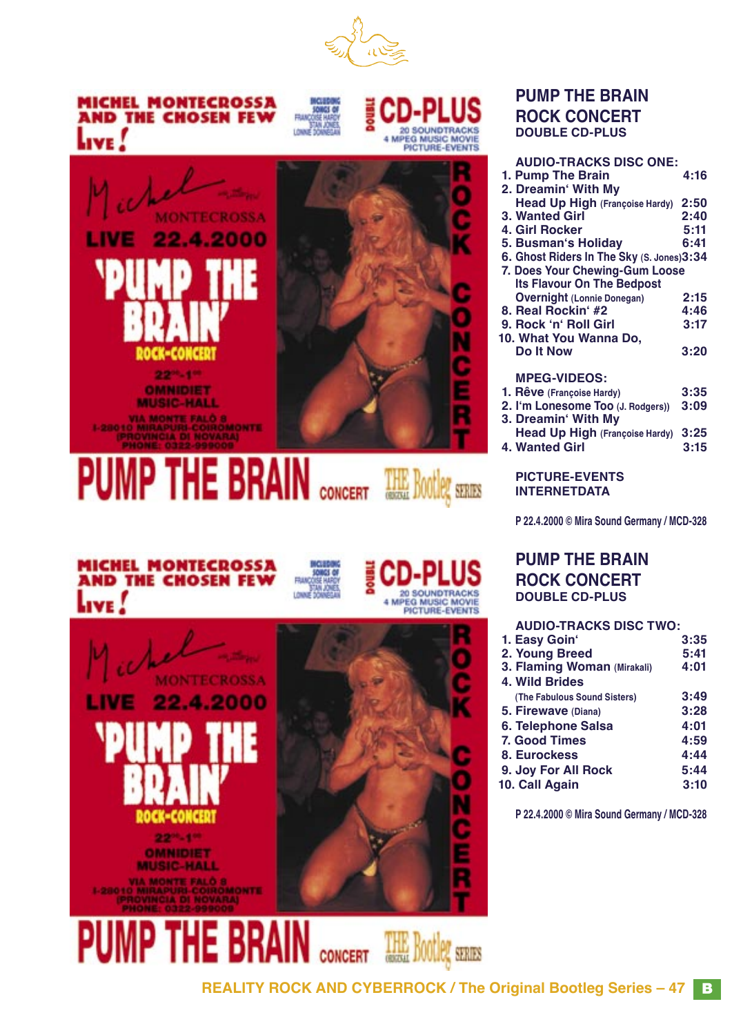MICHEL MONTECROSSA AND THE CHOSEN FEW

LIVE!

INCLUDING SONGS OF FRANÇOISE HARDY STAN JONES LONNIE DONNEGAN

DOUBLE CD-PLUS

20 SOUNDTRACKS 4 MPEG MUSIC MOVIE PICTURE-EVENTS

Michel MONTECROSSA

LIVE 22.4.2000

'PUMP THE BRAIN'

ROCK-CONCERT

22[00]-1[00]

OMNIDIET MUSIC-HALL

VIA MONTE FALÒ 8
I-28010 MIRAPURI-COIROMONTE
(PROVINCIA DI NOVARA)
PHONE: 0322-999009

ROCK CONCERT

PUMP THE BRAIN CONCERT

THE ORIGINAL Bootleg SERIES

## PUMP THE BRAIN ROCK CONCERT

### DOUBLE CD-PLUS

**AUDIO-TRACKS DISC ONE:**

1. Pump The Brain 4:16
2. Dreamin' With My Head Up High (Françoise Hardy) 2:50
3. Wanted Girl 2:40
4. Girl Rocker 5:11
5. Busman's Holiday 6:41
6. Ghost Riders In The Sky (S. Jones) 3:34
7. Does Your Chewing-Gum Loose Its Flavour On The Bedpost Overnight (Lonnie Donegan) 2:15
8. Real Rockin' #2 4:46
9. Rock 'n' Roll Girl 3:17
10. What You Wanna Do, Do It Now 3:20

**MPEG-VIDEOS:**

1. Rêve (Françoise Hardy) 3:35
2. I'm Lonesome Too (J. Rodgers)) 3:09
3. Dreamin' With My Head Up High (Françoise Hardy) 3:25
4. Wanted Girl 3:15

**PICTURE-EVENTS**
**INTERNETDATA**

P 22.4.2000 © Mira Sound Germany / MCD-328

MICHEL MONTECROSSA AND THE CHOSEN FEW

LIVE!

INCLUDING SONGS OF FRANÇOISE HARDY STAN JONES LONNIE DONNEGAN

DOUBLE CD-PLUS

20 SOUNDTRACKS 4 MPEG MUSIC MOVIE PICTURE-EVENTS

Michel MONTECROSSA

LIVE 22.4.2000

'PUMP THE BRAIN'

ROCK-CONCERT

22[00]-1[00]

OMNIDIET MUSIC-HALL

VIA MONTE FALÒ 8
I-28010 MIRAPURI-COIROMONTE
(PROVINCIA DI NOVARA)
PHONE: 0322-999009

ROCK CONCERT

PUMP THE BRAIN CONCERT

THE ORIGINAL Bootleg SERIES

## PUMP THE BRAIN ROCK CONCERT

### DOUBLE CD-PLUS

**AUDIO-TRACKS DISC TWO:**

1. Easy Goin' 3:35
2. Young Breed 5:41
3. Flaming Woman (Mirakali) 4:01
4. Wild Brides (The Fabulous Sound Sisters) 3:49
5. Firewave (Diana) 3:28
6. Telephone Salsa 4:01
7. Good Times 4:59
8. Eurockess 4:44
9. Joy For All Rock 5:44
10. Call Again 3:10

P 22.4.2000 © Mira Sound Germany / MCD-328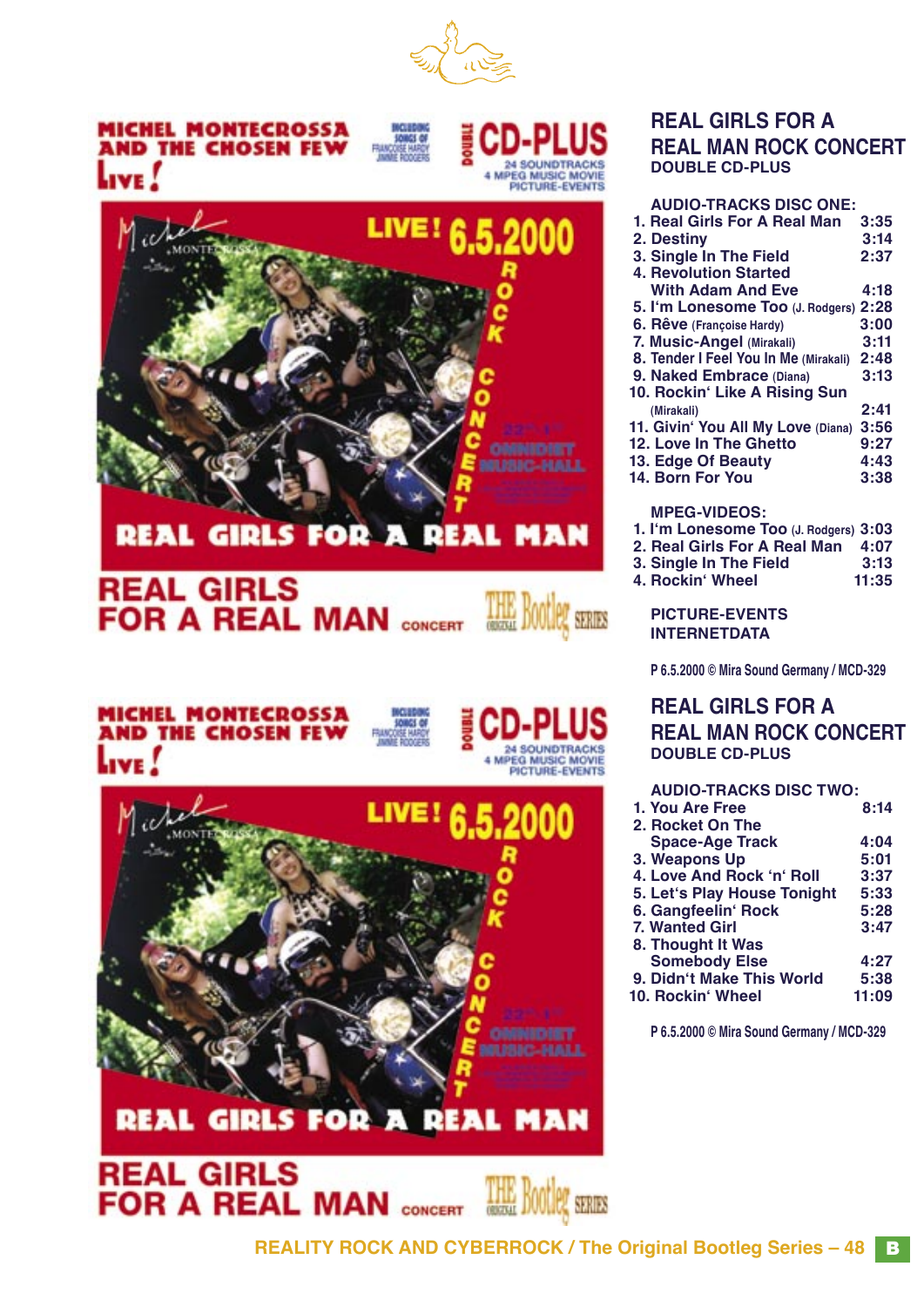MICHEL MONTECROSSA AND THE CHOSEN FEW LIVE!

INCLUDING SONGS OF FRANÇOISE HARDY JIMMIE RODGERS

DOUBLE CD-PLUS 24 SOUNDTRACKS 4 MPEG MUSIC MOVIE PICTURE-EVENTS

LIVE! 6.5.2000 ROCK CONCERT

REAL GIRLS FOR A REAL MAN

REAL GIRLS FOR A REAL MAN CONCERT

THE ORIGINAL BOOTLEG SERIES

## REAL GIRLS FOR A REAL MAN ROCK CONCERT

### DOUBLE CD-PLUS

**AUDIO-TRACKS DISC ONE:**

1. Real Girls For A Real Man 3:35
2. Destiny 3:14
3. Single In The Field 2:37
4. Revolution Started With Adam And Eve 4:18
5. I'm Lonesome Too (J. Rodgers) 2:28
6. Rêve (Françoise Hardy) 3:00
7. Music-Angel (Mirakali) 3:11
8. Tender I Feel You In Me (Mirakali) 2:48
9. Naked Embrace (Diana) 3:13
10. Rockin' Like A Rising Sun (Mirakali) 2:41
11. Givin' You All My Love (Diana) 3:56
12. Love In The Ghetto 9:27
13. Edge Of Beauty 4:43
14. Born For You 3:38

**MPEG-VIDEOS:**

1. I'm Lonesome Too (J. Rodgers) 3:03
2. Real Girls For A Real Man 4:07
3. Single In The Field 3:13
4. Rockin' Wheel 11:35

**PICTURE-EVENTS**
**INTERNETDATA**

P 6.5.2000 © Mira Sound Germany / MCD-329

MICHEL MONTECROSSA AND THE CHOSEN FEW LIVE!

INCLUDING SONGS OF FRANÇOISE HARDY JIMMIE RODGERS

DOUBLE CD-PLUS 24 SOUNDTRACKS 4 MPEG MUSIC MOVIE PICTURE-EVENTS

LIVE! 6.5.2000 ROCK CONCERT

REAL GIRLS FOR A REAL MAN

REAL GIRLS FOR A REAL MAN CONCERT

THE ORIGINAL BOOTLEG SERIES

## REAL GIRLS FOR A REAL MAN ROCK CONCERT

### DOUBLE CD-PLUS

**AUDIO-TRACKS DISC TWO:**

1. You Are Free 8:14
2. Rocket On The Space-Age Track 4:04
3. Weapons Up 5:01
4. Love And Rock 'n' Roll 3:37
5. Let's Play House Tonight 5:33
6. Gangfeelin' Rock 5:28
7. Wanted Girl 3:47
8. Thought It Was Somebody Else 4:27
9. Didn't Make This World 5:38
10. Rockin' Wheel 11:09

P 6.5.2000 © Mira Sound Germany / MCD-329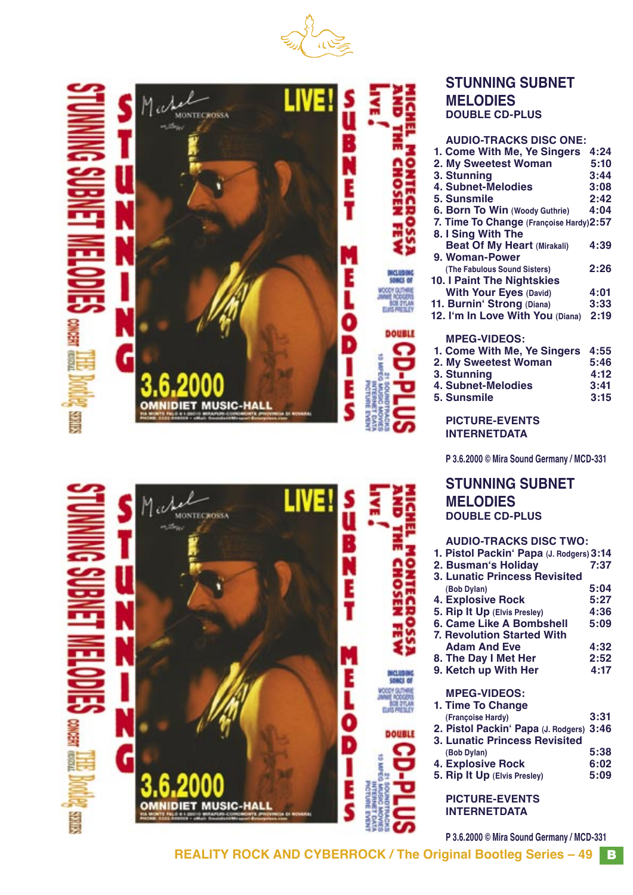## STUNNING SUBNET MELODIES

### DOUBLE CD-PLUS

**AUDIO-TRACKS DISC ONE:**

1. Come With Me, Ye Singers 4:24
2. My Sweetest Woman 5:10
3. Stunning 3:44
4. Subnet-Melodies 3:08
5. Sunsmile 2:42
6. Born To Win (Woody Guthrie) 4:04
7. Time To Change (Françoise Hardy) 2:57
8. I Sing With The Beat Of My Heart (Mirakali) 4:39
9. Woman-Power (The Fabulous Sound Sisters) 2:26
10. I Paint The Nightskies With Your Eyes (David) 4:01
11. Burnin' Strong (Diana) 3:33
12. I'm In Love With You (Diana) 2:19

**MPEG-VIDEOS:**

1. Come With Me, Ye Singers 4:55
2. My Sweetest Woman 5:46
3. Stunning 4:12
4. Subnet-Melodies 3:41
5. Sunsmile 3:15

**PICTURE-EVENTS**
**INTERNETDATA**

P 3.6.2000 © Mira Sound Germany / MCD-331

## STUNNING SUBNET MELODIES

### DOUBLE CD-PLUS

**AUDIO-TRACKS DISC TWO:**

1. Pistol Packin' Papa (J. Rodgers) 3:14
2. Busman's Holiday 7:37
3. Lunatic Princess Revisited (Bob Dylan) 5:04
4. Explosive Rock 5:27
5. Rip It Up (Elvis Presley) 4:36
6. Came Like A Bombshell 5:09
7. Revolution Started With Adam And Eve 4:32
8. The Day I Met Her 2:52
9. Ketch up With Her 4:17

**MPEG-VIDEOS:**

1. Time To Change (Françoise Hardy) 3:31
2. Pistol Packin' Papa (J. Rodgers) 3:46
3. Lunatic Princess Revisited (Bob Dylan) 5:38
4. Explosive Rock 6:02
5. Rip It Up (Elvis Presley) 5:09

**PICTURE-EVENTS**
**INTERNETDATA**

P 3.6.2000 © Mira Sound Germany / MCD-331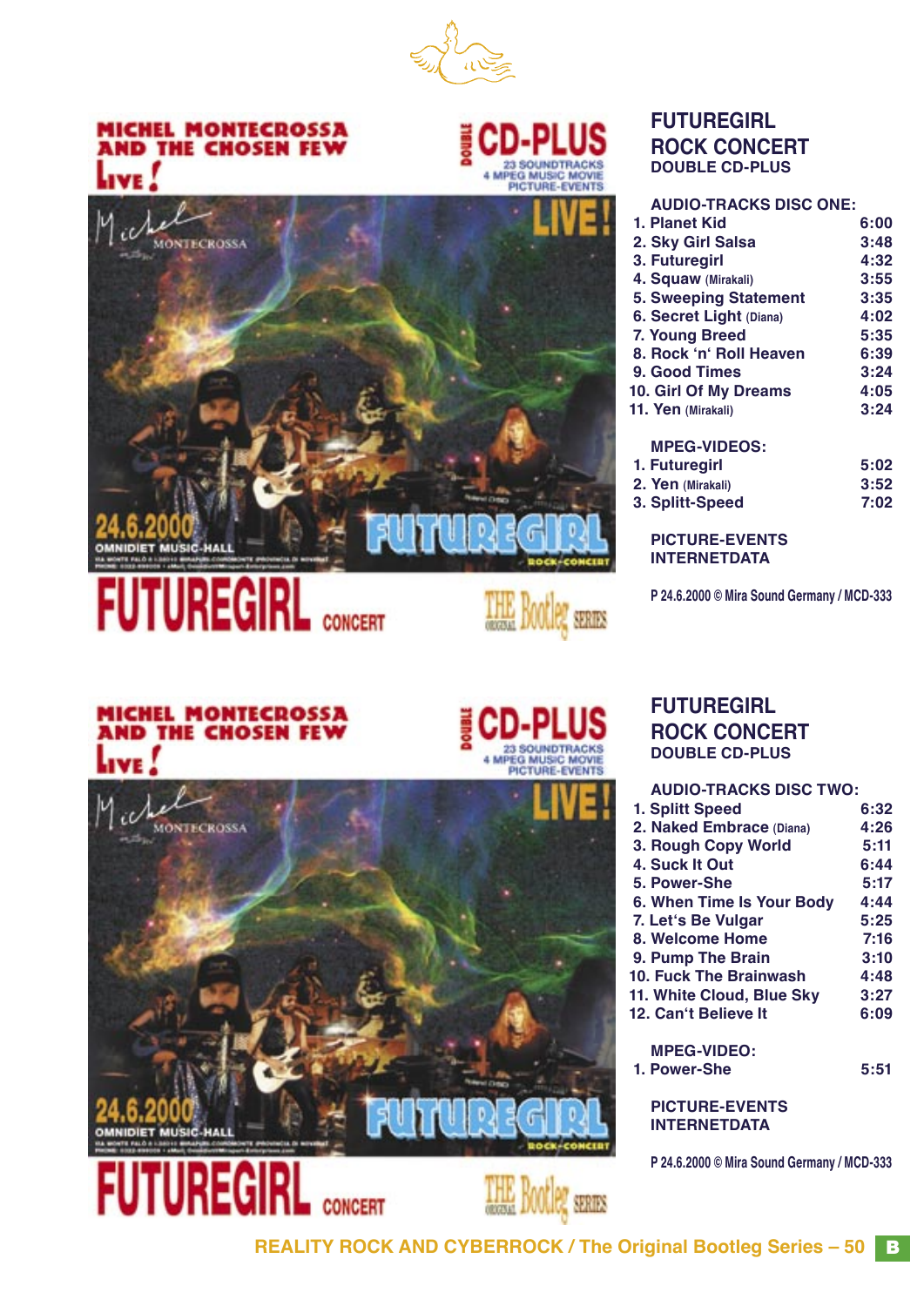## FUTUREGIRL
## ROCK CONCERT
### DOUBLE CD-PLUS

**AUDIO-TRACKS DISC ONE:**

| | |
|---|---|
| 1. Planet Kid | 6:00 |
| 2. Sky Girl Salsa | 3:48 |
| 3. Futuregirl | 4:32 |
| 4. Squaw (Mirakali) | 3:55 |
| 5. Sweeping Statement | 3:35 |
| 6. Secret Light (Diana) | 4:02 |
| 7. Young Breed | 5:35 |
| 8. Rock 'n' Roll Heaven | 6:39 |
| 9. Good Times | 3:24 |
| 10. Girl Of My Dreams | 4:05 |
| 11. Yen (Mirakali) | 3:24 |

**MPEG-VIDEOS:**

| | |
|---|---|
| 1. Futuregirl | 5:02 |
| 2. Yen (Mirakali) | 3:52 |
| 3. Splitt-Speed | 7:02 |

**PICTURE-EVENTS**
**INTERNETDATA**

P 24.6.2000 © Mira Sound Germany / MCD-333

## FUTUREGIRL
## ROCK CONCERT
### DOUBLE CD-PLUS

**AUDIO-TRACKS DISC TWO:**

| | |
|---|---|
| 1. Splitt Speed | 6:32 |
| 2. Naked Embrace (Diana) | 4:26 |
| 3. Rough Copy World | 5:11 |
| 4. Suck It Out | 6:44 |
| 5. Power-She | 5:17 |
| 6. When Time Is Your Body | 4:44 |
| 7. Let's Be Vulgar | 5:25 |
| 8. Welcome Home | 7:16 |
| 9. Pump The Brain | 3:10 |
| 10. Fuck The Brainwash | 4:48 |
| 11. White Cloud, Blue Sky | 3:27 |
| 12. Can't Believe It | 6:09 |

**MPEG-VIDEO:**

| | |
|---|---|
| 1. Power-She | 5:51 |

**PICTURE-EVENTS**
**INTERNETDATA**

P 24.6.2000 © Mira Sound Germany / MCD-333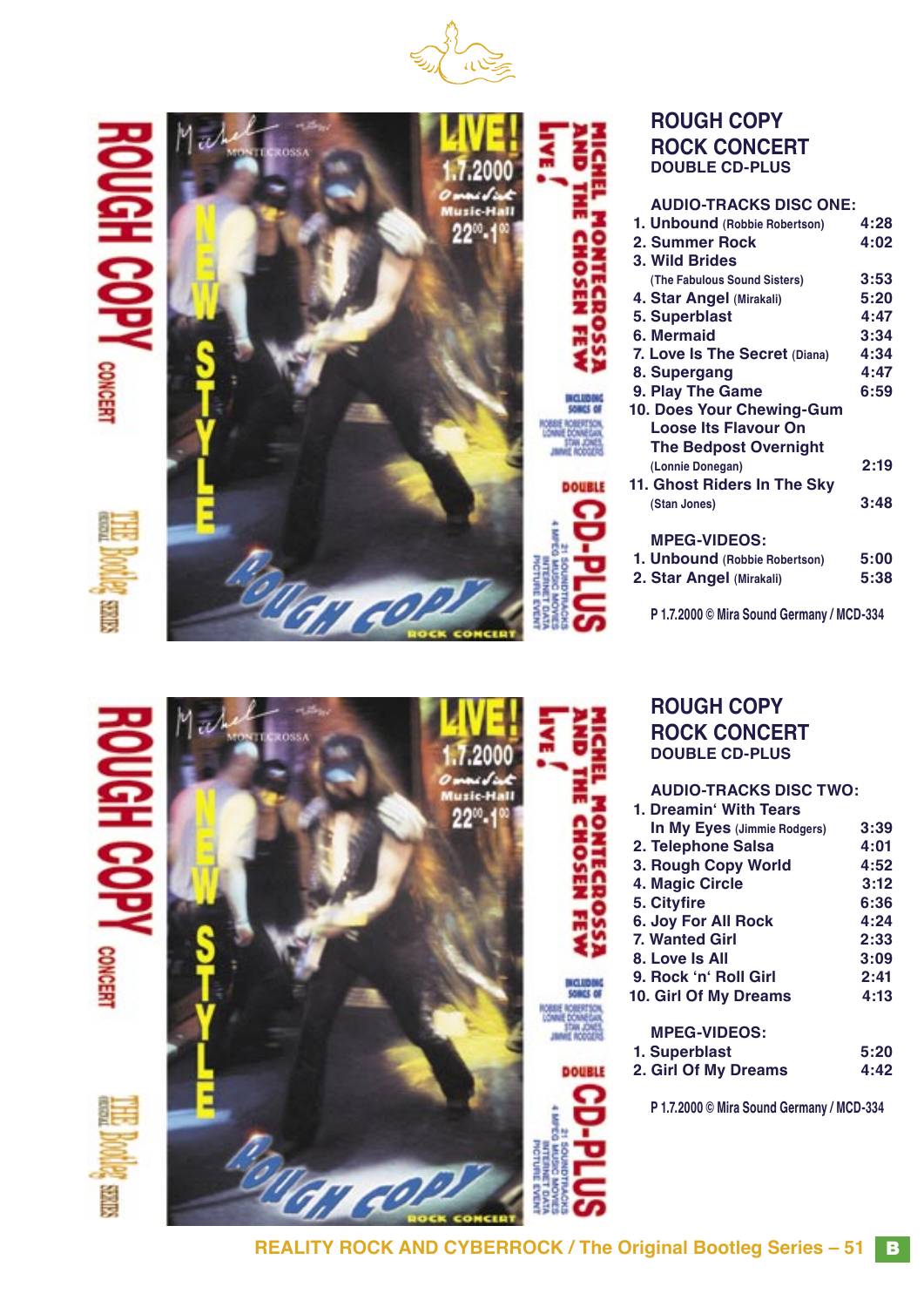## ROUGH COPY
## ROCK CONCERT
### DOUBLE CD-PLUS

**AUDIO-TRACKS DISC ONE:**

| | |
|---|---|
| 1. Unbound (Robbie Robertson) | 4:28 |
| 2. Summer Rock | 4:02 |
| 3. Wild Brides (The Fabulous Sound Sisters) | 3:53 |
| 4. Star Angel (Mirakali) | 5:20 |
| 5. Superblast | 4:47 |
| 6. Mermaid | 3:34 |
| 7. Love Is The Secret (Diana) | 4:34 |
| 8. Supergang | 4:47 |
| 9. Play The Game | 6:59 |
| 10. Does Your Chewing-Gum Loose Its Flavour On The Bedpost Overnight (Lonnie Donegan) | 2:19 |
| 11. Ghost Riders In The Sky (Stan Jones) | 3:48 |

**MPEG-VIDEOS:**

| | |
|---|---|
| 1. Unbound (Robbie Robertson) | 5:00 |
| 2. Star Angel (Mirakali) | 5:38 |

P 1.7.2000 © Mira Sound Germany / MCD-334

## ROUGH COPY
## ROCK CONCERT
### DOUBLE CD-PLUS

**AUDIO-TRACKS DISC TWO:**

| | |
|---|---|
| 1. Dreamin' With Tears In My Eyes (Jimmie Rodgers) | 3:39 |
| 2. Telephone Salsa | 4:01 |
| 3. Rough Copy World | 4:52 |
| 4. Magic Circle | 3:12 |
| 5. Cityfire | 6:36 |
| 6. Joy For All Rock | 4:24 |
| 7. Wanted Girl | 2:33 |
| 8. Love Is All | 3:09 |
| 9. Rock 'n' Roll Girl | 2:41 |
| 10. Girl Of My Dreams | 4:13 |

**MPEG-VIDEOS:**

| | |
|---|---|
| 1. Superblast | 5:20 |
| 2. Girl Of My Dreams | 4:42 |

P 1.7.2000 © Mira Sound Germany / MCD-334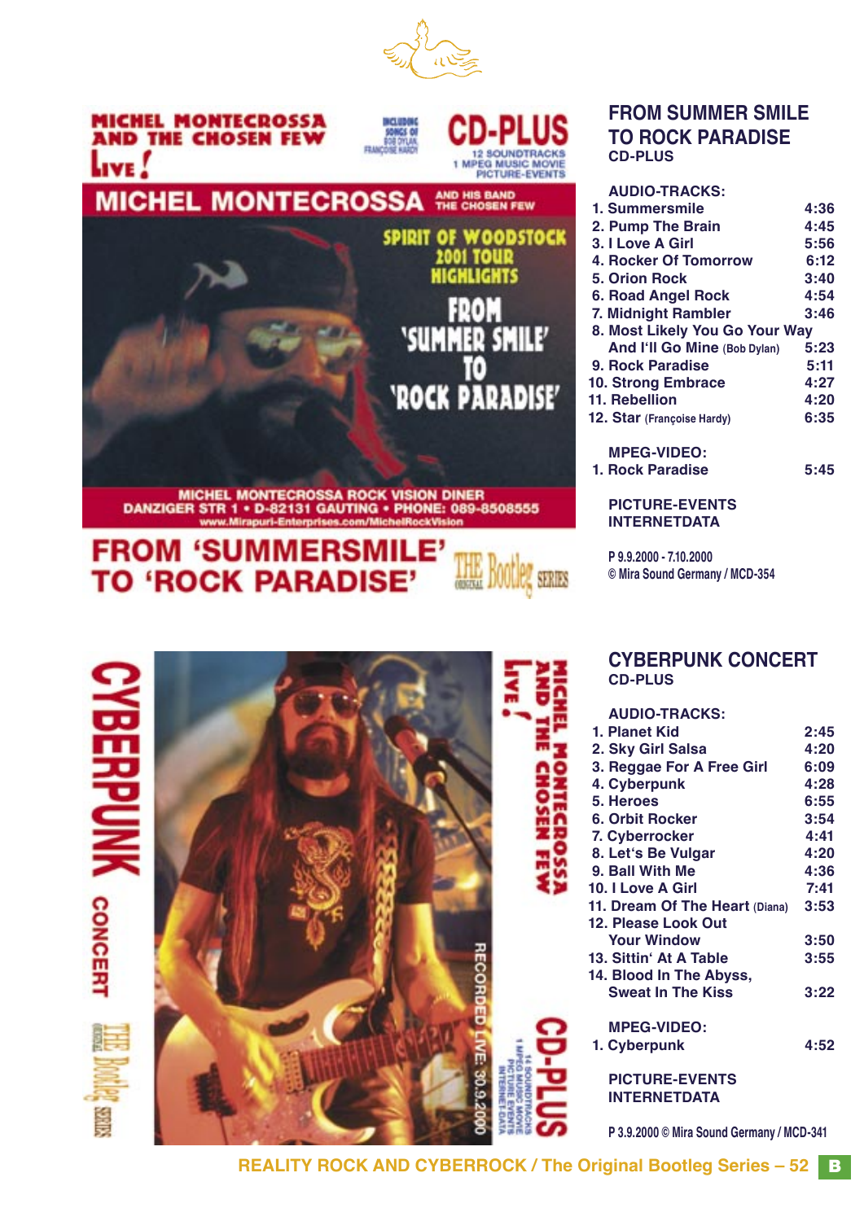MICHEL MONTECROSSA AND THE CHOSEN FEW

LIVE!

INCLUDING SONGS OF BOB DYLAN, FRANÇOISE HARDY

CD-PLUS

12 SOUNDTRACKS
1 MPEG MUSIC MOVIE
PICTURE-EVENTS

MICHEL MONTECROSSA AND HIS BAND THE CHOSEN FEW

SPIRIT OF WOODSTOCK
2001 TOUR
HIGHLIGHTS

FROM
'SUMMER SMILE'
TO
'ROCK PARADISE'

MICHEL MONTECROSSA ROCK VISION DINER
DANZIGER STR 1 • D-82131 GAUTING • PHONE: 089-8508555
www.Mirapuri-Enterprises.com/MichelRockVision

FROM 'SUMMERSMILE'
TO 'ROCK PARADISE'

THE ORIGINAL Bootleg SERIES

## FROM SUMMER SMILE TO ROCK PARADISE

**CD-PLUS**

**AUDIO-TRACKS:**

| | |
|---|---|
| 1. Summersmile | 4:36 |
| 2. Pump The Brain | 4:45 |
| 3. I Love A Girl | 5:56 |
| 4. Rocker Of Tomorrow | 6:12 |
| 5. Orion Rock | 3:40 |
| 6. Road Angel Rock | 4:54 |
| 7. Midnight Rambler | 3:46 |
| 8. Most Likely You Go Your Way And I'll Go Mine (Bob Dylan) | 5:23 |
| 9. Rock Paradise | 5:11 |
| 10. Strong Embrace | 4:27 |
| 11. Rebellion | 4:20 |
| 12. Star (Françoise Hardy) | 6:35 |

**MPEG-VIDEO:**

| | |
|---|---|
| 1. Rock Paradise | 5:45 |

**PICTURE-EVENTS**
**INTERNETDATA**

P 9.9.2000 - 7.10.2000
© Mira Sound Germany / MCD-354

CYBERPUNK CONCERT

THE ORIGINAL Bootleg SERIES

MICHEL MONTECROSSA AND THE CHOSEN FEW

LIVE!

RECORDED LIVE: 30.9.2000

CD-PLUS

14 SOUNDTRACKS
1 MPEG MUSIC MOVIE
PICTURE EVENTS
INTERNET-DATA

## CYBERPUNK CONCERT

**CD-PLUS**

**AUDIO-TRACKS:**

| | |
|---|---|
| 1. Planet Kid | 2:45 |
| 2. Sky Girl Salsa | 4:20 |
| 3. Reggae For A Free Girl | 6:09 |
| 4. Cyberpunk | 4:28 |
| 5. Heroes | 6:55 |
| 6. Orbit Rocker | 3:54 |
| 7. Cyberrocker | 4:41 |
| 8. Let's Be Vulgar | 4:20 |
| 9. Ball With Me | 4:36 |
| 10. I Love A Girl | 7:41 |
| 11. Dream Of The Heart (Diana) | 3:53 |
| 12. Please Look Out Your Window | 3:50 |
| 13. Sittin' At A Table | 3:55 |
| 14. Blood In The Abyss, Sweat In The Kiss | 3:22 |

**MPEG-VIDEO:**

| | |
|---|---|
| 1. Cyberpunk | 4:52 |

**PICTURE-EVENTS**
**INTERNETDATA**

P 3.9.2000 © Mira Sound Germany / MCD-341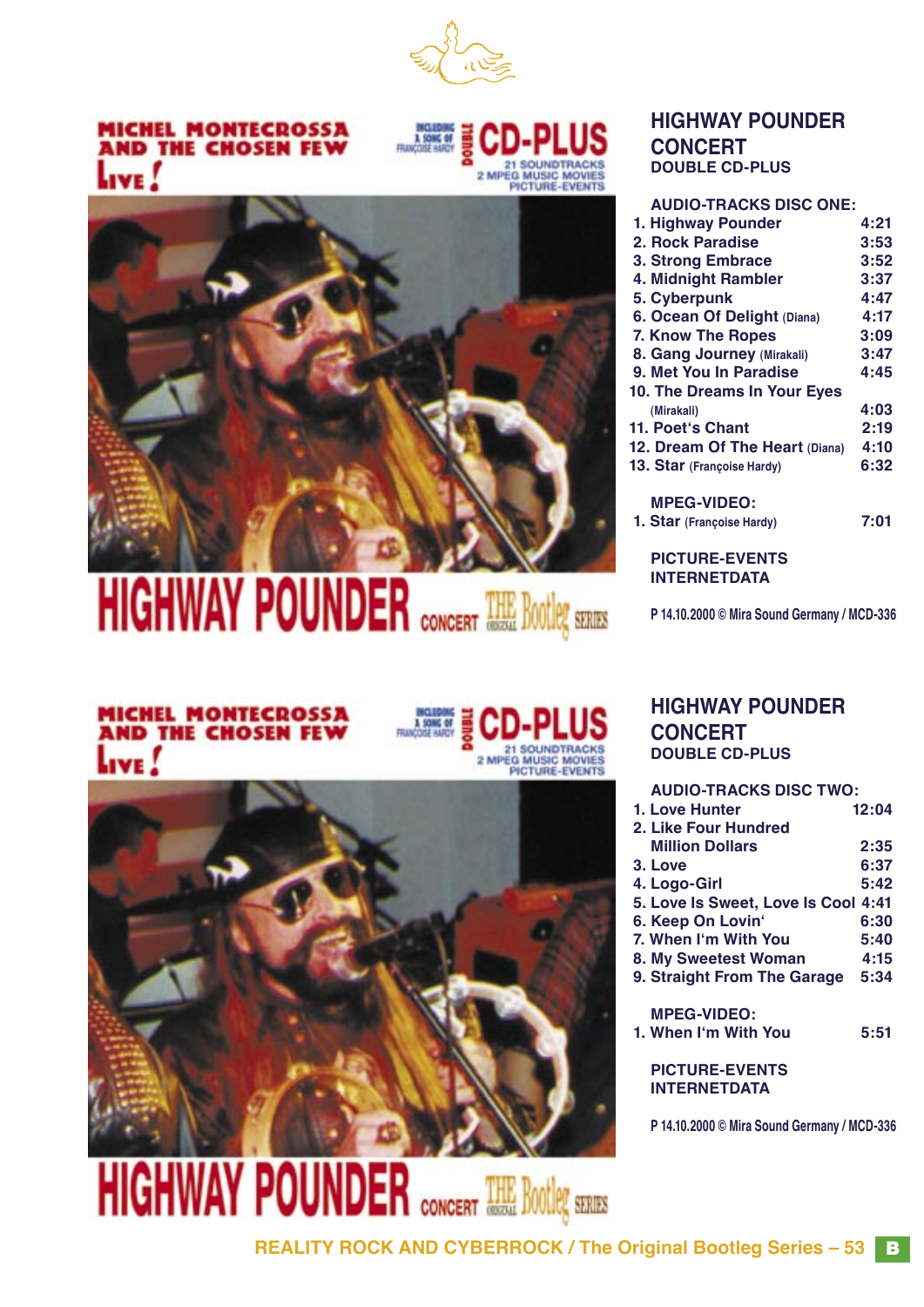## HIGHWAY POUNDER CONCERT
### DOUBLE CD-PLUS

**AUDIO-TRACKS DISC ONE:**

| | |
|---|---|
| 1. Highway Pounder | 4:21 |
| 2. Rock Paradise | 3:53 |
| 3. Strong Embrace | 3:52 |
| 4. Midnight Rambler | 3:37 |
| 5. Cyberpunk | 4:47 |
| 6. Ocean Of Delight (Diana) | 4:17 |
| 7. Know The Ropes | 3:09 |
| 8. Gang Journey (Mirakali) | 3:47 |
| 9. Met You In Paradise | 4:45 |
| 10. The Dreams In Your Eyes (Mirakali) | 4:03 |
| 11. Poet's Chant | 2:19 |
| 12. Dream Of The Heart (Diana) | 4:10 |
| 13. Star (Françoise Hardy) | 6:32 |

**MPEG-VIDEO:**

| | |
|---|---|
| 1. Star (Françoise Hardy) | 7:01 |

**PICTURE-EVENTS**
**INTERNETDATA**

P 14.10.2000 © Mira Sound Germany / MCD-336

## HIGHWAY POUNDER CONCERT
### DOUBLE CD-PLUS

**AUDIO-TRACKS DISC TWO:**

| | |
|---|---|
| 1. Love Hunter | 12:04 |
| 2. Like Four Hundred Million Dollars | 2:35 |
| 3. Love | 6:37 |
| 4. Logo-Girl | 5:42 |
| 5. Love Is Sweet, Love Is Cool | 4:41 |
| 6. Keep On Lovin' | 6:30 |
| 7. When I'm With You | 5:40 |
| 8. My Sweetest Woman | 4:15 |
| 9. Straight From The Garage | 5:34 |

**MPEG-VIDEO:**

| | |
|---|---|
| 1. When I'm With You | 5:51 |

**PICTURE-EVENTS**
**INTERNETDATA**

P 14.10.2000 © Mira Sound Germany / MCD-336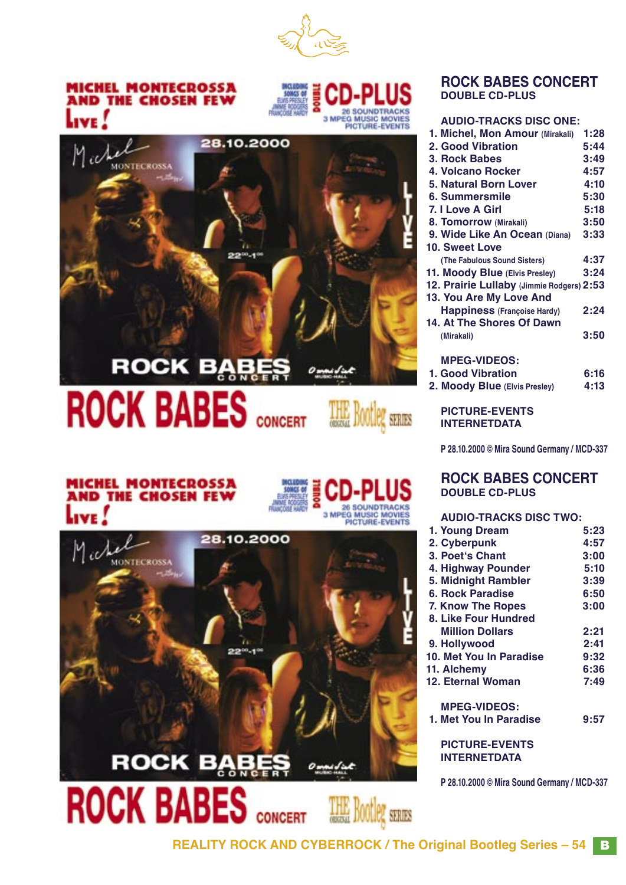## ROCK BABES CONCERT
### DOUBLE CD-PLUS

**AUDIO-TRACKS DISC ONE:**

| | |
|---|---|
| 1. Michel, Mon Amour (Mirakali) | 1:28 |
| 2. Good Vibration | 5:44 |
| 3. Rock Babes | 3:49 |
| 4. Volcano Rocker | 4:57 |
| 5. Natural Born Lover | 4:10 |
| 6. Summersmile | 5:30 |
| 7. I Love A Girl | 5:18 |
| 8. Tomorrow (Mirakali) | 3:50 |
| 9. Wide Like An Ocean (Diana) | 3:33 |
| 10. Sweet Love (The Fabulous Sound Sisters) | 4:37 |
| 11. Moody Blue (Elvis Presley) | 3:24 |
| 12. Prairie Lullaby (Jimmie Rodgers) | 2:53 |
| 13. You Are My Love And Happiness (Françoise Hardy) | 2:24 |
| 14. At The Shores Of Dawn (Mirakali) | 3:50 |

**MPEG-VIDEOS:**

| | |
|---|---|
| 1. Good Vibration | 6:16 |
| 2. Moody Blue (Elvis Presley) | 4:13 |

**PICTURE-EVENTS**
**INTERNETDATA**

P 28.10.2000 © Mira Sound Germany / MCD-337

## ROCK BABES CONCERT
### DOUBLE CD-PLUS

**AUDIO-TRACKS DISC TWO:**

| | |
|---|---|
| 1. Young Dream | 5:23 |
| 2. Cyberpunk | 4:57 |
| 3. Poet's Chant | 3:00 |
| 4. Highway Pounder | 5:10 |
| 5. Midnight Rambler | 3:39 |
| 6. Rock Paradise | 6:50 |
| 7. Know The Ropes | 3:00 |
| 8. Like Four Hundred Million Dollars | 2:21 |
| 9. Hollywood | 2:41 |
| 10. Met You In Paradise | 9:32 |
| 11. Alchemy | 6:36 |
| 12. Eternal Woman | 7:49 |

**MPEG-VIDEOS:**

| | |
|---|---|
| 1. Met You In Paradise | 9:57 |

**PICTURE-EVENTS**
**INTERNETDATA**

P 28.10.2000 © Mira Sound Germany / MCD-337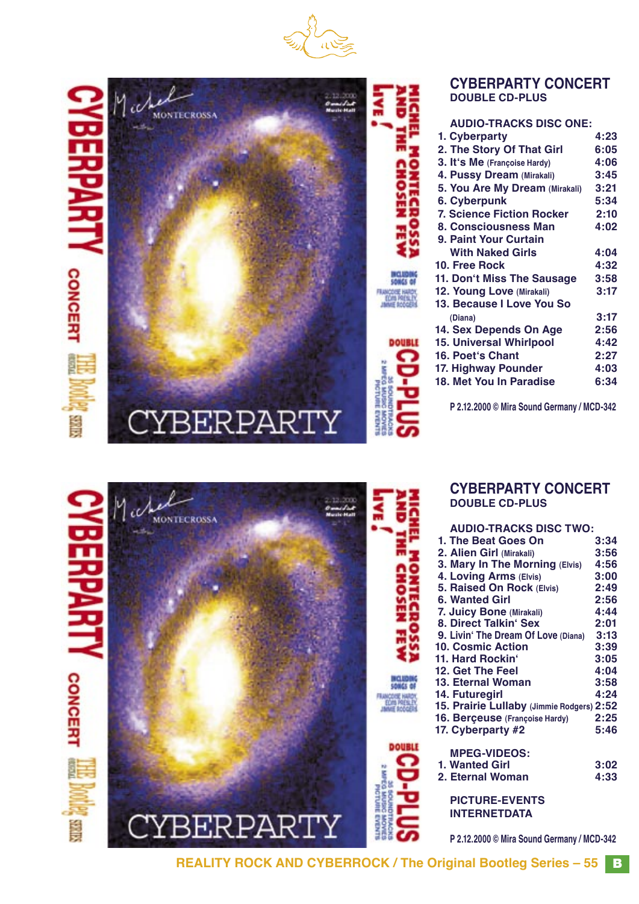## CYBERPARTY CONCERT
### DOUBLE CD-PLUS

**AUDIO-TRACKS DISC ONE:**

| | |
|---|---|
| 1. Cyberparty | 4:23 |
| 2. The Story Of That Girl | 6:05 |
| 3. It's Me (Françoise Hardy) | 4:06 |
| 4. Pussy Dream (Mirakali) | 3:45 |
| 5. You Are My Dream (Mirakali) | 3:21 |
| 6. Cyberpunk | 5:34 |
| 7. Science Fiction Rocker | 2:10 |
| 8. Consciousness Man | 4:02 |
| 9. Paint Your Curtain With Naked Girls | 4:04 |
| 10. Free Rock | 4:32 |
| 11. Don't Miss The Sausage | 3:58 |
| 12. Young Love (Mirakali) | 3:17 |
| 13. Because I Love You So (Diana) | 3:17 |
| 14. Sex Depends On Age | 2:56 |
| 15. Universal Whirlpool | 4:42 |
| 16. Poet's Chant | 2:27 |
| 17. Highway Pounder | 4:03 |
| 18. Met You In Paradise | 6:34 |

P 2.12.2000 © Mira Sound Germany / MCD-342

## CYBERPARTY CONCERT
### DOUBLE CD-PLUS

**AUDIO-TRACKS DISC TWO:**

| | |
|---|---|
| 1. The Beat Goes On | 3:34 |
| 2. Alien Girl (Mirakali) | 3:56 |
| 3. Mary In The Morning (Elvis) | 4:56 |
| 4. Loving Arms (Elvis) | 3:00 |
| 5. Raised On Rock (Elvis) | 2:49 |
| 6. Wanted Girl | 2:56 |
| 7. Juicy Bone (Mirakali) | 4:44 |
| 8. Direct Talkin' Sex | 2:01 |
| 9. Livin' The Dream Of Love (Diana) | 3:13 |
| 10. Cosmic Action | 3:39 |
| 11. Hard Rockin' | 3:05 |
| 12. Get The Feel | 4:04 |
| 13. Eternal Woman | 3:58 |
| 14. Futuregirl | 4:24 |
| 15. Prairie Lullaby (Jimmie Rodgers) | 2:52 |
| 16. Berçeuse (Françoise Hardy) | 2:25 |
| 17. Cyberparty #2 | 5:46 |

**MPEG-VIDEOS:**

| | |
|---|---|
| 1. Wanted Girl | 3:02 |
| 2. Eternal Woman | 4:33 |

**PICTURE-EVENTS**
**INTERNETDATA**

P 2.12.2000 © Mira Sound Germany / MCD-342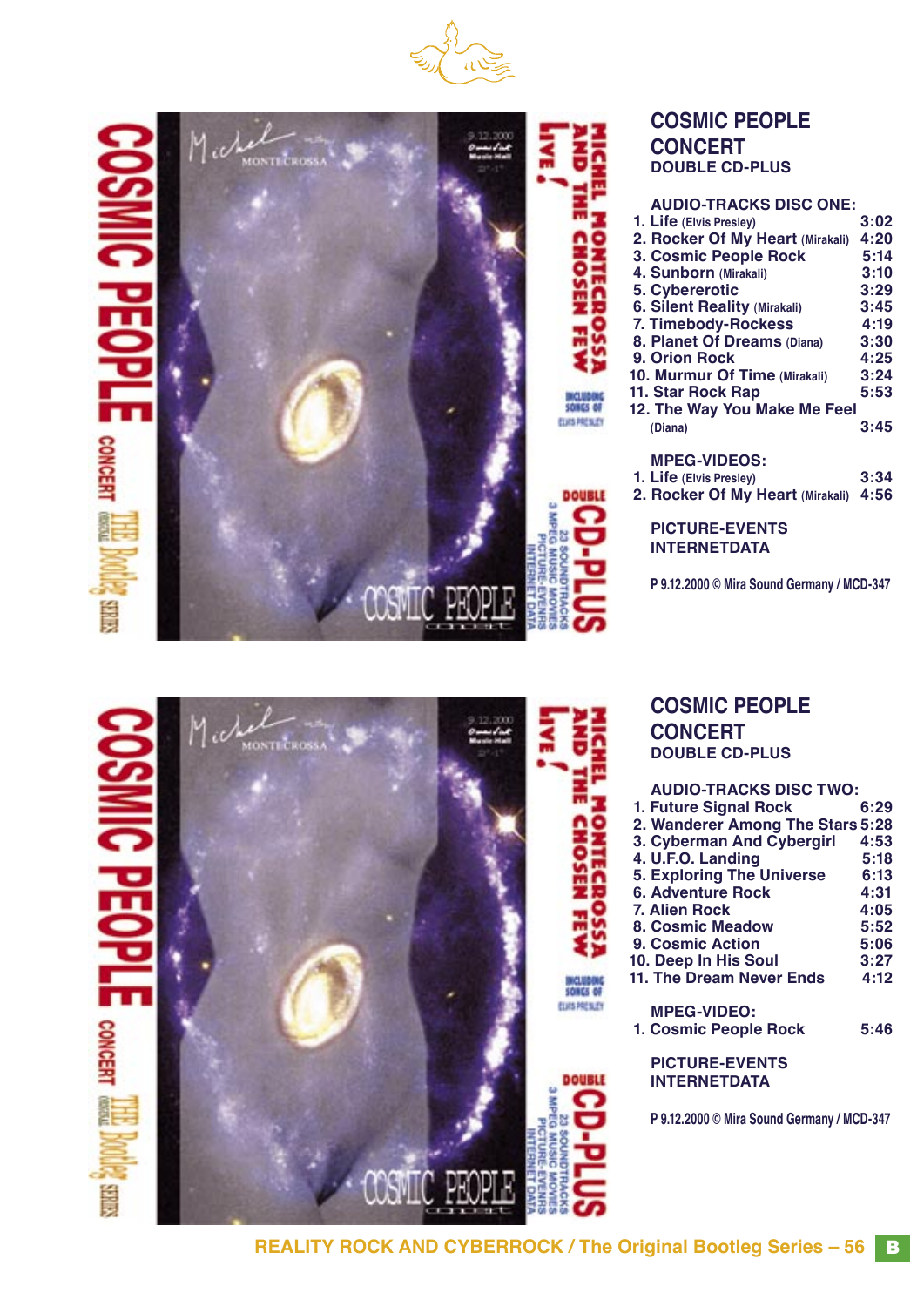## COSMIC PEOPLE CONCERT
### DOUBLE CD-PLUS

**AUDIO-TRACKS DISC ONE:**

1. Life (Elvis Presley) 3:02
2. Rocker Of My Heart (Mirakali) 4:20
3. Cosmic People Rock 5:14
4. Sunborn (Mirakali) 3:10
5. Cybererotic 3:29
6. Silent Reality (Mirakali) 3:45
7. Timebody-Rockess 4:19
8. Planet Of Dreams (Diana) 3:30
9. Orion Rock 4:25
10. Murmur Of Time (Mirakali) 3:24
11. Star Rock Rap 5:53
12. The Way You Make Me Feel (Diana) 3:45

**MPEG-VIDEOS:**

1. Life (Elvis Presley) 3:34
2. Rocker Of My Heart (Mirakali) 4:56

**PICTURE-EVENTS**
**INTERNETDATA**

P 9.12.2000 © Mira Sound Germany / MCD-347

## COSMIC PEOPLE CONCERT
### DOUBLE CD-PLUS

**AUDIO-TRACKS DISC TWO:**

1. Future Signal Rock 6:29
2. Wanderer Among The Stars 5:28
3. Cyberman And Cybergirl 4:53
4. U.F.O. Landing 5:18
5. Exploring The Universe 6:13
6. Adventure Rock 4:31
7. Alien Rock 4:05
8. Cosmic Meadow 5:52
9. Cosmic Action 5:06
10. Deep In His Soul 3:27
11. The Dream Never Ends 4:12

**MPEG-VIDEO:**

1. Cosmic People Rock 5:46

**PICTURE-EVENTS**
**INTERNETDATA**

P 9.12.2000 © Mira Sound Germany / MCD-347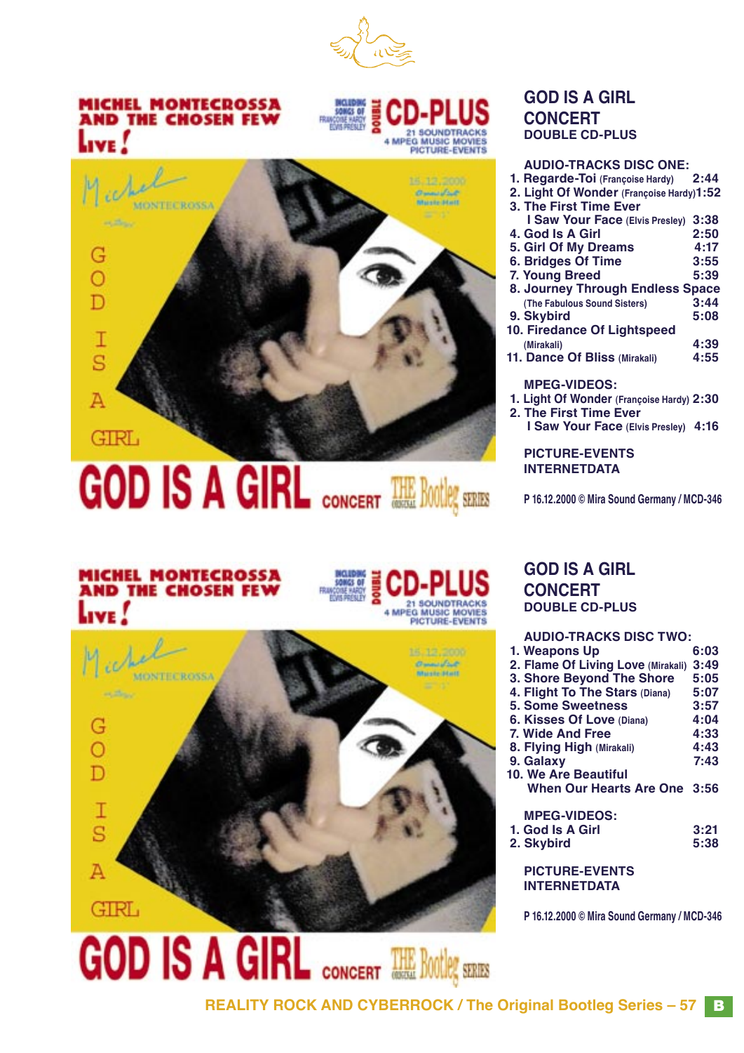## GOD IS A GIRL CONCERT
### DOUBLE CD-PLUS

**AUDIO-TRACKS DISC ONE:**

1. Regarde-Toi (Françoise Hardy) 2:44
2. Light Of Wonder (Françoise Hardy) 1:52
3. The First Time Ever I Saw Your Face (Elvis Presley) 3:38
4. God Is A Girl 2:50
5. Girl Of My Dreams 4:17
6. Bridges Of Time 3:55
7. Young Breed 5:39
8. Journey Through Endless Space (The Fabulous Sound Sisters) 3:44
9. Skybird 5:08
10. Firedance Of Lightspeed (Mirakali) 4:39
11. Dance Of Bliss (Mirakali) 4:55

**MPEG-VIDEOS:**

1. Light Of Wonder (Françoise Hardy) 2:30
2. The First Time Ever I Saw Your Face (Elvis Presley) 4:16

**PICTURE-EVENTS**
**INTERNETDATA**

P 16.12.2000 © Mira Sound Germany / MCD-346

## GOD IS A GIRL CONCERT
### DOUBLE CD-PLUS

**AUDIO-TRACKS DISC TWO:**

1. Weapons Up 6:03
2. Flame Of Living Love (Mirakali) 3:49
3. Shore Beyond The Shore 5:05
4. Flight To The Stars (Diana) 5:07
5. Some Sweetness 3:57
6. Kisses Of Love (Diana) 4:04
7. Wide And Free 4:33
8. Flying High (Mirakali) 4:43
9. Galaxy 7:43
10. We Are Beautiful When Our Hearts Are One 3:56

**MPEG-VIDEOS:**

1. God Is A Girl 3:21
2. Skybird 5:38

**PICTURE-EVENTS**
**INTERNETDATA**

P 16.12.2000 © Mira Sound Germany / MCD-346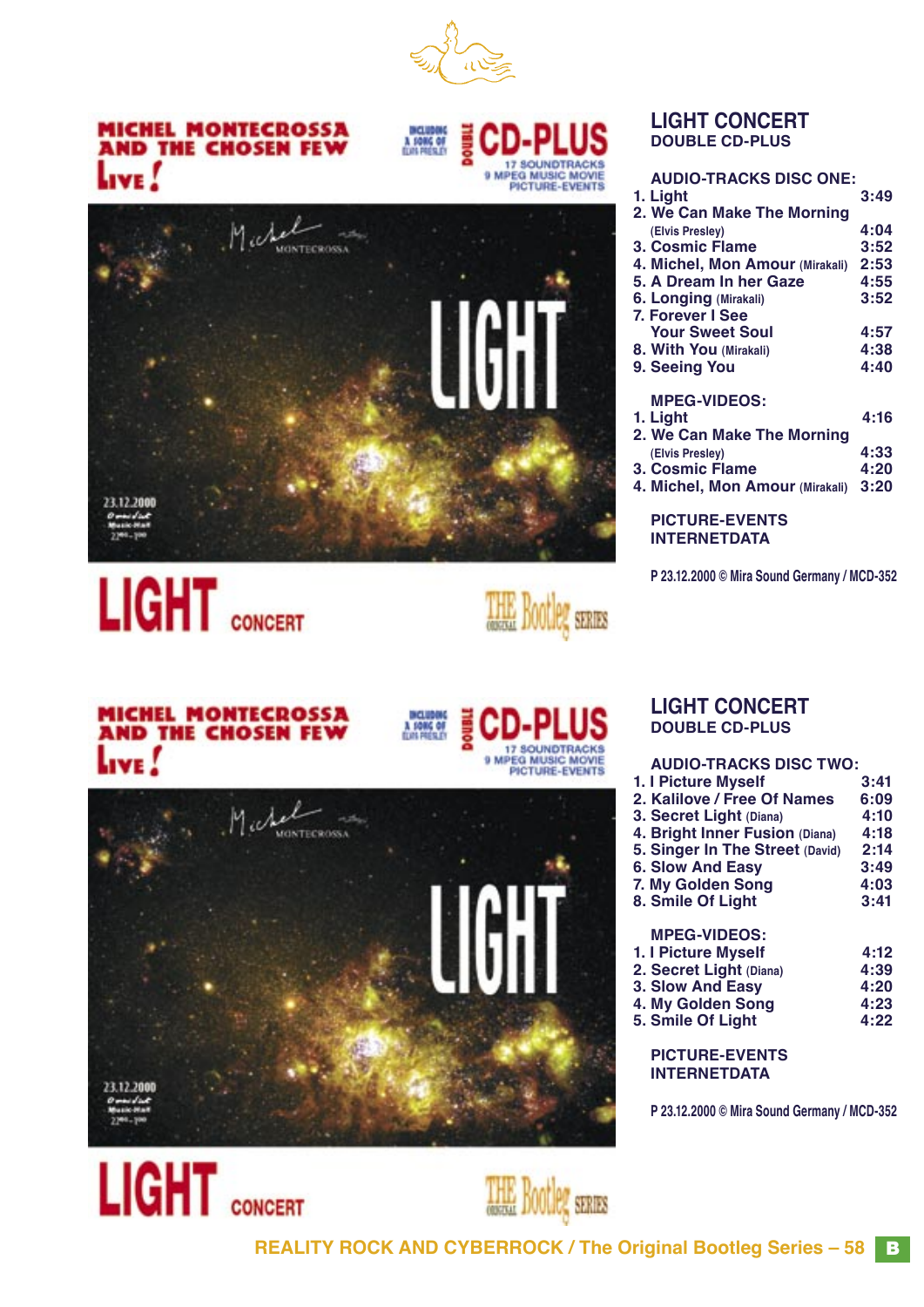MICHEL MONTECROSSA AND THE CHOSEN FEW

LIVE!

INCLUDING A SONG OF ELVIS PRESLEY

DOUBLE CD-PLUS

17 SOUNDTRACKS
9 MPEG MUSIC MOVIE
PICTURE-EVENTS

Michel MONTECROSSA

LIGHT

23.12.2000

LIGHT CONCERT

THE ORIGINAL Bootleg SERIES

## LIGHT CONCERT
### DOUBLE CD-PLUS

**AUDIO-TRACKS DISC ONE:**

| | |
|---|---|
| 1. Light | 3:49 |
| 2. We Can Make The Morning (Elvis Presley) | 4:04 |
| 3. Cosmic Flame | 3:52 |
| 4. Michel, Mon Amour (Mirakali) | 2:53 |
| 5. A Dream In her Gaze | 4:55 |
| 6. Longing (Mirakali) | 3:52 |
| 7. Forever I See Your Sweet Soul | 4:57 |
| 8. With You (Mirakali) | 4:38 |
| 9. Seeing You | 4:40 |

**MPEG-VIDEOS:**

| | |
|---|---|
| 1. Light | 4:16 |
| 2. We Can Make The Morning (Elvis Presley) | 4:33 |
| 3. Cosmic Flame | 4:20 |
| 4. Michel, Mon Amour (Mirakali) | 3:20 |

**PICTURE-EVENTS**
**INTERNETDATA**

P 23.12.2000 © Mira Sound Germany / MCD-352

MICHEL MONTECROSSA AND THE CHOSEN FEW

LIVE!

INCLUDING A SONG OF ELVIS PRESLEY

DOUBLE CD-PLUS

17 SOUNDTRACKS
9 MPEG MUSIC MOVIE
PICTURE-EVENTS

Michel MONTECROSSA

LIGHT

23.12.2000

LIGHT CONCERT

THE ORIGINAL Bootleg SERIES

## LIGHT CONCERT
### DOUBLE CD-PLUS

**AUDIO-TRACKS DISC TWO:**

| | |
|---|---|
| 1. I Picture Myself | 3:41 |
| 2. Kalilove / Free Of Names | 6:09 |
| 3. Secret Light (Diana) | 4:10 |
| 4. Bright Inner Fusion (Diana) | 4:18 |
| 5. Singer In The Street (David) | 2:14 |
| 6. Slow And Easy | 3:49 |
| 7. My Golden Song | 4:03 |
| 8. Smile Of Light | 3:41 |

**MPEG-VIDEOS:**

| | |
|---|---|
| 1. I Picture Myself | 4:12 |
| 2. Secret Light (Diana) | 4:39 |
| 3. Slow And Easy | 4:20 |
| 4. My Golden Song | 4:23 |
| 5. Smile Of Light | 4:22 |

**PICTURE-EVENTS**
**INTERNETDATA**

P 23.12.2000 © Mira Sound Germany / MCD-352